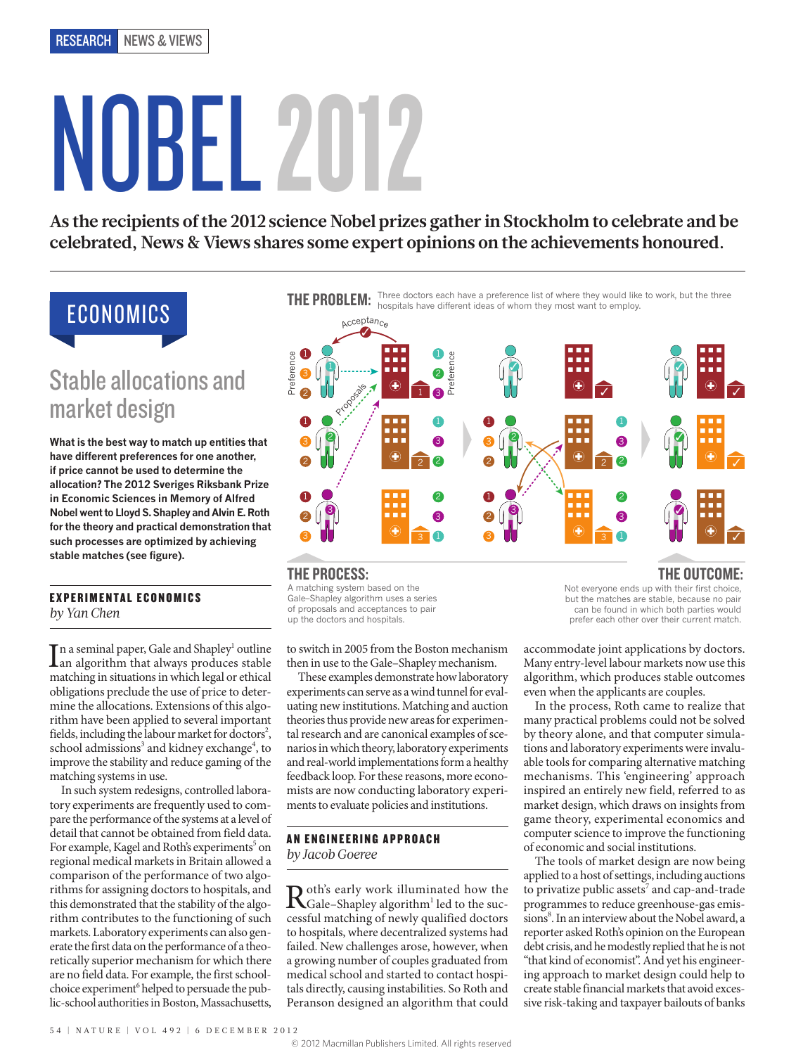# NOBEL 2012

**As the recipients of the 2012 science Nobel prizes gather in Stockholm to celebrate and be celebrated, News & Views shares some expert opinions on the achievements honoured.**

## ECONOMICS

## Stable allocations and market design

**What is the best way to match up entities that have different preferences for one another, if price cannot be used to determine the allocation? The 2012 Sveriges Riksbank Prize in Economic Sciences in Memory of Alfred Nobel went to Lloyd S. Shapley and Alvin E. Roth for the theory and practical demonstration that such processes are optimized by achieving stable matches (see figure).**

**THE PROBLEM:** Three doctors each have a preference list of where they would like to work, but the three hospitals have different ideas of whom they most want to employ.

**THE PROCESS:** A matching system based on the Gale–Shapley algorithm uses a series of proposals and acceptances to pair up the doctors and hospitals.

**THE OUTCOME:** Not everyone ends up with their first choice, but the matches are stable, because no pair can be found in which both parties would prefer each other over their current match.

### EXPERIMENTAL ECONOMICS

*by Yan Chen*

In a seminal paper, Gale and Shapley[1] outline an algorithm that always produces stable matching in situations in which legal or ethical obligations preclude the use of price to determine the allocations. Extensions of this algorithm have been applied to several important fields, including the labour market for doctors[2], school admissions[3] and kidney exchange[4], to improve the stability and reduce gaming of the matching systems in use.

In such system redesigns, controlled laboratory experiments are frequently used to compare the performance of the systems at a level of detail that cannot be obtained from field data. For example, Kagel and Roth's experiments[5] on regional medical markets in Britain allowed a comparison of the performance of two algorithms for assigning doctors to hospitals, and this demonstrated that the stability of the algorithm contributes to the functioning of such markets. Laboratory experiments can also generate the first data on the performance of a theoretically superior mechanism for which there are no field data. For example, the first school-choice experiment[6] helped to persuade the public-school authorities in Boston, Massachusetts, to switch in 2005 from the Boston mechanism then in use to the Gale–Shapley mechanism.

These examples demonstrate how laboratory experiments can serve as a wind tunnel for evaluating new institutions. Matching and auction theories thus provide new areas for experimental research and are canonical examples of scenarios in which theory, laboratory experiments and real-world implementations form a healthy feedback loop. For these reasons, more economists are now conducting laboratory experiments to evaluate policies and institutions.

### AN ENGINEERING APPROACH

*by Jacob Goeree*

Roth's early work illuminated how the Gale–Shapley algorithm[1] led to the successful matching of newly qualified doctors to hospitals, where decentralized systems had failed. New challenges arose, however, when a growing number of couples graduated from medical school and started to contact hospitals directly, causing instabilities. So Roth and Peranson designed an algorithm that could accommodate joint applications by doctors. Many entry-level labour markets now use this algorithm, which produces stable outcomes even when the applicants are couples.

In the process, Roth came to realize that many practical problems could not be solved by theory alone, and that computer simulations and laboratory experiments were invaluable tools for comparing alternative matching mechanisms. This 'engineering' approach inspired an entirely new field, referred to as market design, which draws on insights from game theory, experimental economics and computer science to improve the functioning of economic and social institutions.

The tools of market design are now being applied to a host of settings, including auctions to privatize public assets[7] and cap-and-trade programmes to reduce greenhouse-gas emissions[8]. In an interview about the Nobel award, a reporter asked Roth's opinion on the European debt crisis, and he modestly replied that he is not "that kind of economist". And yet his engineering approach to market design could help to create stable financial markets that avoid excessive risk-taking and taxpayer bailouts of banks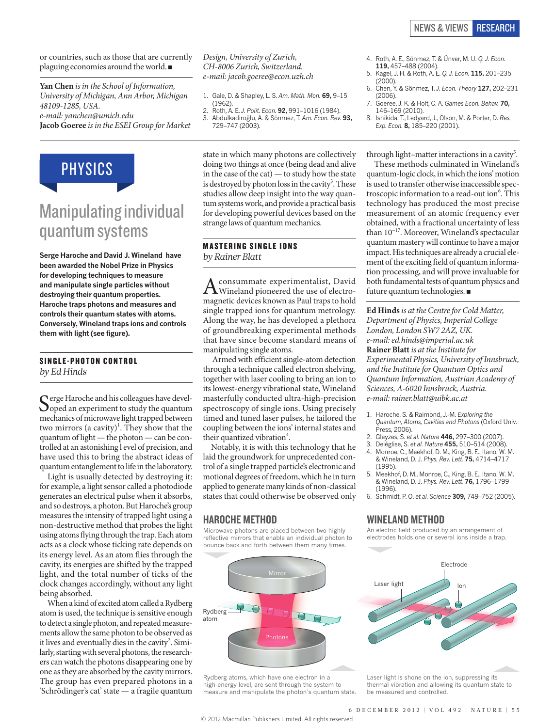or countries, such as those that are currently plaguing economies around the world. ■

**Yan Chen** *is in the School of Information, University of Michigan, Ann Arbor, Michigan 48109-1285, USA.*
*e-mail: yanchen@umich.edu*
**Jacob Goeree** *is in the ESEI Group for Market Design, University of Zurich, CH-8006 Zurich, Switzerland.*
*e-mail: jacob.goeree@econ.uzh.ch*

1. Gale, D. & Shapley, L. S. *Am. Math. Mon.* **69,** 9–15 (1962).
2. Roth, A. E. *J. Polit. Econ.* **92,** 991–1016 (1984).
3. Abdulkadiroğlu, A. & Sönmez, T. *Am. Econ. Rev.* **93,** 729–747 (2003).
4. Roth, A. E., Sönmez, T. & Ünver, M. U. *Q. J. Econ.* **119,** 457–488 (2004).
5. Kagel, J. H. & Roth, A. E. *Q. J. Econ.* **115,** 201–235 (2000).
6. Chen, Y. & Sönmez, T. *J. Econ. Theory* **127,** 202–231 (2006).
7. Goeree, J. K. & Holt, C. A. *Games Econ. Behav.* **70,** 146–169 (2010).
8. Ishikida, T., Ledyard, J., Olson, M. & Porter, D. *Res. Exp. Econ.* **8,** 185–220 (2001).

PHYSICS

# Manipulating individual quantum systems

**Serge Haroche and David J. Wineland have been awarded the Nobel Prize in Physics for developing techniques to measure and manipulate single particles without destroying their quantum properties. Haroche traps photons and measures and controls their quantum states with atoms. Conversely, Wineland traps ions and controls them with light (see figure).**

## SINGLE-PHOTON CONTROL
*by Ed Hinds*

Serge Haroche and his colleagues have developed an experiment to study the quantum mechanics of microwave light trapped between two mirrors (a cavity)[1]. They show that the quantum of light — the photon — can be controlled at an astonishing level of precision, and have used this to bring the abstract ideas of quantum entanglement to life in the laboratory.

Light is usually detected by destroying it: for example, a light sensor called a photodiode generates an electrical pulse when it absorbs, and so destroys, a photon. But Haroche's group measures the intensity of trapped light using a non-destructive method that probes the light using atoms flying through the trap. Each atom acts as a clock whose ticking rate depends on its energy level. As an atom flies through the cavity, its energies are shifted by the trapped light, and the total number of ticks of the clock changes accordingly, without any light being absorbed.

When a kind of excited atom called a Rydberg atom is used, the technique is sensitive enough to detect a single photon, and repeated measurements allow the same photon to be observed as it lives and eventually dies in the cavity[2]. Similarly, starting with several photons, the researchers can watch the photons disappearing one by one as they are absorbed by the cavity mirrors. The group has even prepared photons in a 'Schrödinger's cat' state — a fragile quantum state in which many photons are collectively doing two things at once (being dead and alive in the case of the cat) — to study how the state is destroyed by photon loss in the cavity[3]. These studies allow deep insight into the way quantum systems work, and provide a practical basis for developing powerful devices based on the strange laws of quantum mechanics.

## MASTERING SINGLE IONS
*by Rainer Blatt*

A consummate experimentalist, David Wineland pioneered the use of electromagnetic devices known as Paul traps to hold single trapped ions for quantum metrology. Along the way, he has developed a plethora of groundbreaking experimental methods that have since become standard means of manipulating single atoms.

Armed with efficient single-atom detection through a technique called electron shelving, together with laser cooling to bring an ion to its lowest-energy vibrational state, Wineland masterfully conducted ultra-high-precision spectroscopy of single ions. Using precisely timed and tuned laser pulses, he tailored the coupling between the ions' internal states and their quantized vibration[4].

Notably, it is with this technology that he laid the groundwork for unprecedented control of a single trapped particle's electronic and motional degrees of freedom, which he in turn applied to generate many kinds of non-classical states that could otherwise be observed only through light–matter interactions in a cavity[5].

These methods culminated in Wineland's quantum-logic clock, in which the ions' motion is used to transfer otherwise inaccessible spectroscopic information to a read-out ion[6]. This technology has produced the most precise measurement of an atomic frequency ever obtained, with a fractional uncertainty of less than $10^{-17}$. Moreover, Wineland's spectacular quantum mastery will continue to have a major impact. His techniques are already a crucial element of the exciting field of quantum information processing, and will prove invaluable for both fundamental tests of quantum physics and future quantum technologies. ■

**Ed Hinds** *is at the Centre for Cold Matter, Department of Physics, Imperial College London, London SW7 2AZ, UK.*
*e-mail: ed.hinds@imperial.ac.uk*
**Rainer Blatt** *is at the Institute for Experimental Physics, University of Innsbruck, and the Institute for Quantum Optics and Quantum Information, Austrian Academy of Sciences, A-6020 Innsbruck, Austria.*
*e-mail: rainer.blatt@uibk.ac.at*

1. Haroche, S. & Raimond, J.-M. *Exploring the Quantum, Atoms, Cavities and Photons* (Oxford Univ. Press, 2006).
2. Gleyzes, S. *et al. Nature* **446,** 297–300 (2007).
3. Deléglise, S. *et al. Nature* **455,** 510–514 (2008).
4. Monroe, C., Meekhof, D. M., King, B. E., Itano, W. M. & Wineland, D. J. *Phys. Rev. Lett.* **75,** 4714–4717 (1995).
5. Meekhof, D. M., Monroe, C., King, B. E., Itano, W. M. & Wineland, D. J. *Phys. Rev. Lett.* **76,** 1796–1799 (1996).
6. Schmidt, P. O. *et al. Science* **309,** 749–752 (2005).

## HAROCHE METHOD

Microwave photons are placed between two highly reflective mirrors that enable an individual photon to bounce back and forth between them many times.

Mirror
Rydberg atom
Photons

Rydberg atoms, which have one electron in a high-energy level, are sent through the system to measure and manipulate the photon's quantum state.

## WINELAND METHOD

An electric field produced by an arrangement of electrodes holds one or several ions inside a trap.

Electrode
Laser light
Ion

Laser light is shone on the ion, suppressing its thermal vibration and allowing its quantum state to be measured and controlled.